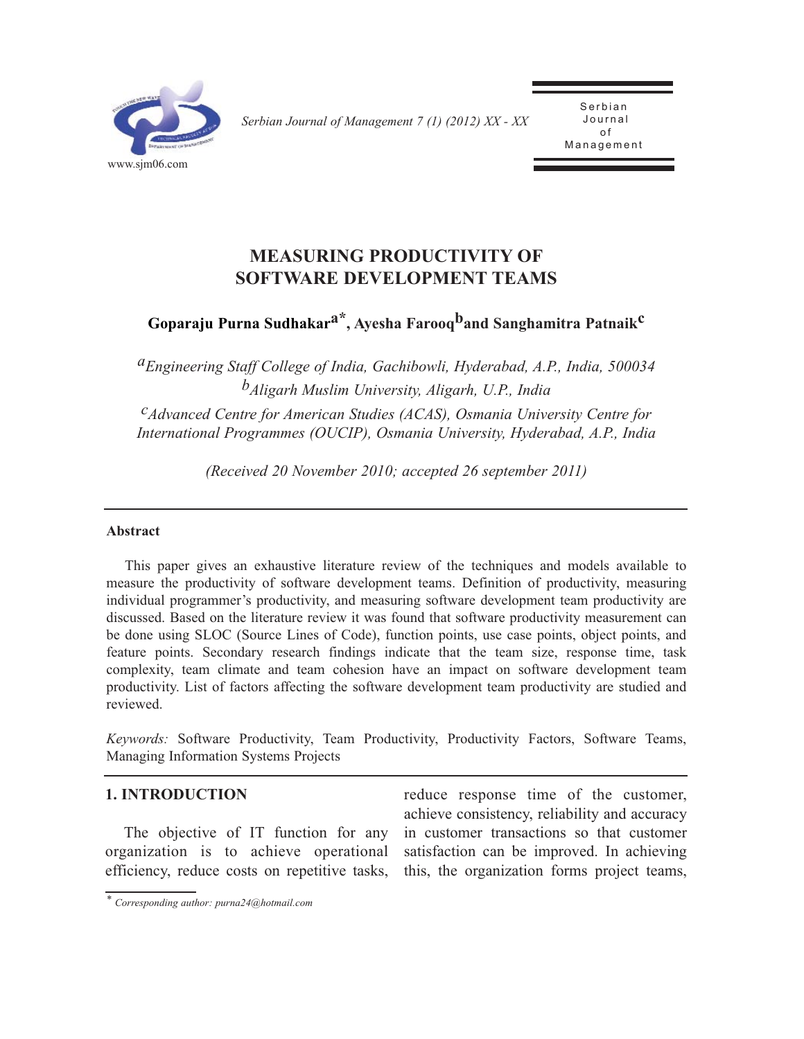# MEASURING PRODUCTIVITY OF SOFTWARE DEVELOPMENT TEAMS

**Goparaju Purna Sudhakar[a*], Ayesha Farooq[b] and Sanghamitra Patnaik[c]**

*[a]Engineering Staff College of India, Gachibowli, Hyderabad, A.P., India, 500034*
*[b]Aligarh Muslim University, Aligarh, U.P., India*
*[c]Advanced Centre for American Studies (ACAS), Osmania University Centre for International Programmes (OUCIP), Osmania University, Hyderabad, A.P., India*

*(Received 20 November 2010; accepted 26 september 2011)*

## Abstract

This paper gives an exhaustive literature review of the techniques and models available to measure the productivity of software development teams. Definition of productivity, measuring individual programmer's productivity, and measuring software development team productivity are discussed. Based on the literature review it was found that software productivity measurement can be done using SLOC (Source Lines of Code), function points, use case points, object points, and feature points. Secondary research findings indicate that the team size, response time, task complexity, team climate and team cohesion have an impact on software development team productivity. List of factors affecting the software development team productivity are studied and reviewed.

*Keywords:* Software Productivity, Team Productivity, Productivity Factors, Software Teams, Managing Information Systems Projects

## 1. INTRODUCTION

The objective of IT function for any organization is to achieve operational efficiency, reduce costs on repetitive tasks, reduce response time of the customer, achieve consistency, reliability and accuracy in customer transactions so that customer satisfaction can be improved. In achieving this, the organization forms project teams,

\* *Corresponding author: purna24@hotmail.com*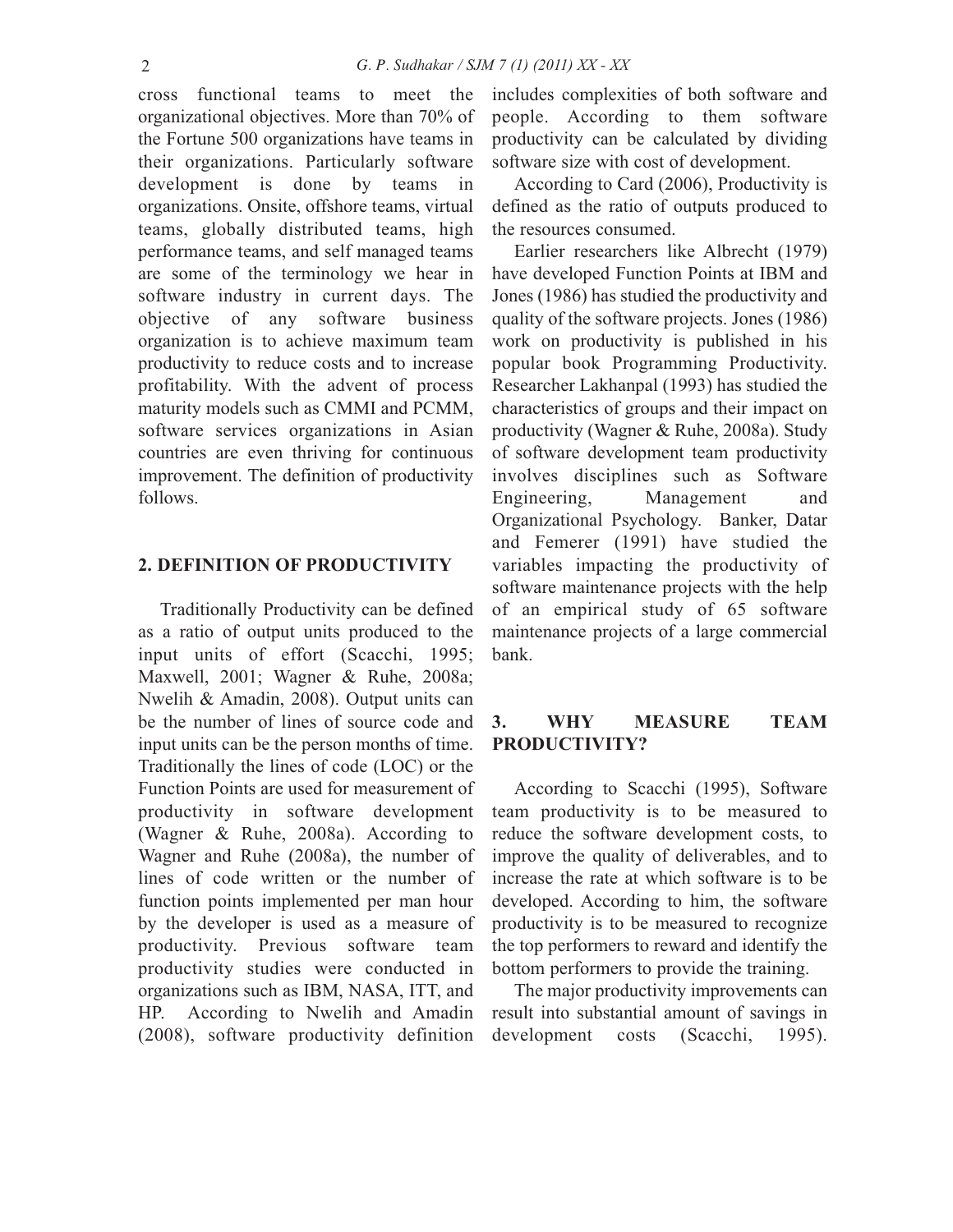cross functional teams to meet the organizational objectives. More than 70% of the Fortune 500 organizations have teams in their organizations. Particularly software development is done by teams in organizations. Onsite, offshore teams, virtual teams, globally distributed teams, high performance teams, and self managed teams are some of the terminology we hear in software industry in current days. The objective of any software business organization is to achieve maximum team productivity to reduce costs and to increase profitability. With the advent of process maturity models such as CMMI and PCMM, software services organizations in Asian countries are even thriving for continuous improvement. The definition of productivity follows.

## 2. DEFINITION OF PRODUCTIVITY

Traditionally Productivity can be defined as a ratio of output units produced to the input units of effort (Scacchi, 1995; Maxwell, 2001; Wagner & Ruhe, 2008a; Nwelih & Amadin, 2008). Output units can be the number of lines of source code and input units can be the person months of time. Traditionally the lines of code (LOC) or the Function Points are used for measurement of productivity in software development (Wagner & Ruhe, 2008a). According to Wagner and Ruhe (2008a), the number of lines of code written or the number of function points implemented per man hour by the developer is used as a measure of productivity. Previous software team productivity studies were conducted in organizations such as IBM, NASA, ITT, and HP. According to Nwelih and Amadin (2008), software productivity definition includes complexities of both software and people. According to them software productivity can be calculated by dividing software size with cost of development.

According to Card (2006), Productivity is defined as the ratio of outputs produced to the resources consumed.

Earlier researchers like Albrecht (1979) have developed Function Points at IBM and Jones (1986) has studied the productivity and quality of the software projects. Jones (1986) work on productivity is published in his popular book Programming Productivity. Researcher Lakhanpal (1993) has studied the characteristics of groups and their impact on productivity (Wagner & Ruhe, 2008a). Study of software development team productivity involves disciplines such as Software Engineering, Management and Organizational Psychology. Banker, Datar and Femerer (1991) have studied the variables impacting the productivity of software maintenance projects with the help of an empirical study of 65 software maintenance projects of a large commercial bank.

## 3. WHY MEASURE TEAM PRODUCTIVITY?

According to Scacchi (1995), Software team productivity is to be measured to reduce the software development costs, to improve the quality of deliverables, and to increase the rate at which software is to be developed. According to him, the software productivity is to be measured to recognize the top performers to reward and identify the bottom performers to provide the training.

The major productivity improvements can result into substantial amount of savings in development costs (Scacchi, 1995).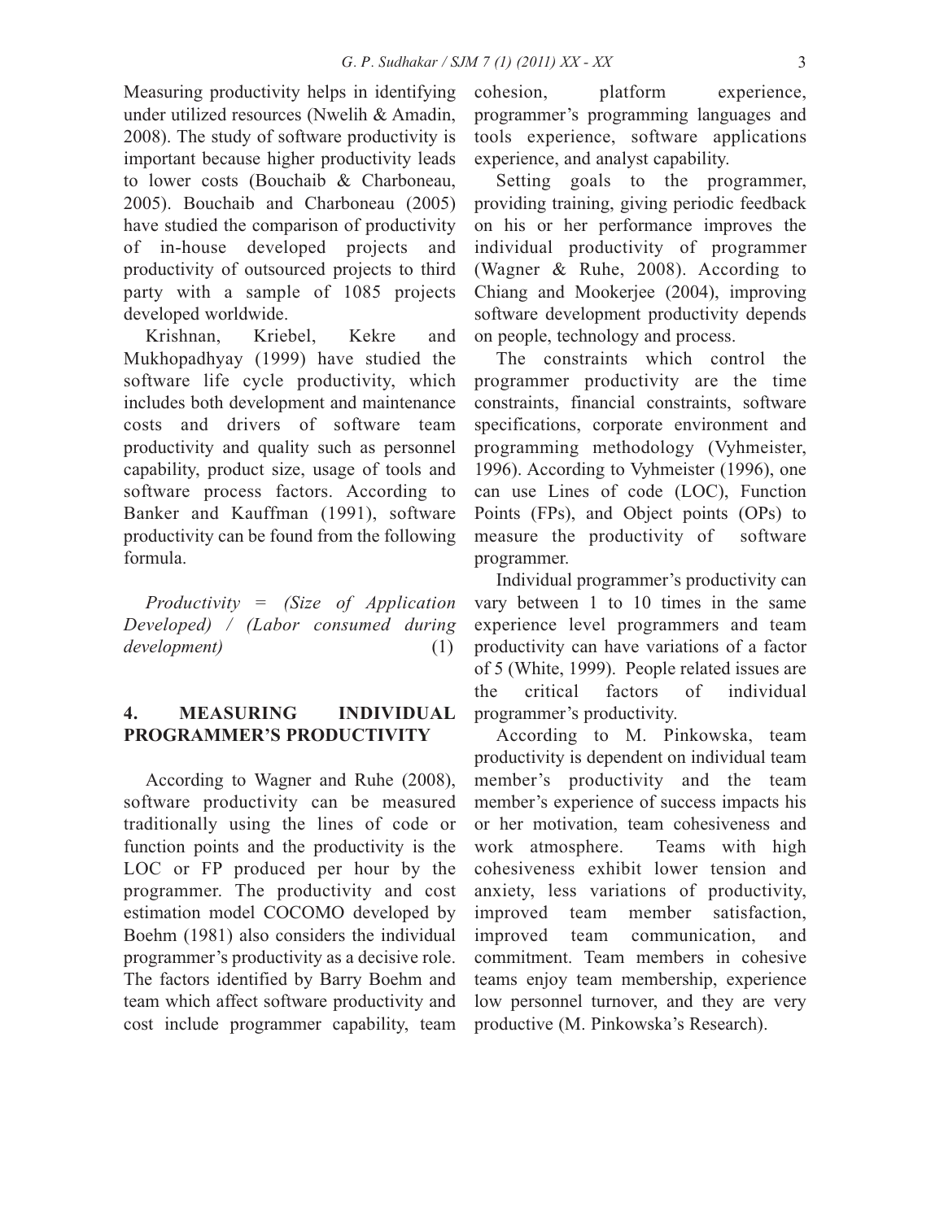Measuring productivity helps in identifying under utilized resources (Nwelih & Amadin, 2008). The study of software productivity is important because higher productivity leads to lower costs (Bouchaib & Charboneau, 2005). Bouchaib and Charboneau (2005) have studied the comparison of productivity of in-house developed projects and productivity of outsourced projects to third party with a sample of 1085 projects developed worldwide.

Krishnan, Kriebel, Kekre and Mukhopadhyay (1999) have studied the software life cycle productivity, which includes both development and maintenance costs and drivers of software team productivity and quality such as personnel capability, product size, usage of tools and software process factors. According to Banker and Kauffman (1991), software productivity can be found from the following formula.

*Productivity = (Size of Application Developed) / (Labor consumed during development)* (1)

## 4. MEASURING INDIVIDUAL PROGRAMMER'S PRODUCTIVITY

According to Wagner and Ruhe (2008), software productivity can be measured traditionally using the lines of code or function points and the productivity is the LOC or FP produced per hour by the programmer. The productivity and cost estimation model COCOMO developed by Boehm (1981) also considers the individual programmer's productivity as a decisive role. The factors identified by Barry Boehm and team which affect software productivity and cost include programmer capability, team cohesion, platform experience, programmer's programming languages and tools experience, software applications experience, and analyst capability.

Setting goals to the programmer, providing training, giving periodic feedback on his or her performance improves the individual productivity of programmer (Wagner & Ruhe, 2008). According to Chiang and Mookerjee (2004), improving software development productivity depends on people, technology and process.

The constraints which control the programmer productivity are the time constraints, financial constraints, software specifications, corporate environment and programming methodology (Vyhmeister, 1996). According to Vyhmeister (1996), one can use Lines of code (LOC), Function Points (FPs), and Object points (OPs) to measure the productivity of software programmer.

Individual programmer's productivity can vary between 1 to 10 times in the same experience level programmers and team productivity can have variations of a factor of 5 (White, 1999). People related issues are the critical factors of individual programmer's productivity.

According to M. Pinkowska, team productivity is dependent on individual team member's productivity and the team member's experience of success impacts his or her motivation, team cohesiveness and work atmosphere. Teams with high cohesiveness exhibit lower tension and anxiety, less variations of productivity, improved team member satisfaction, improved team communication, and commitment. Team members in cohesive teams enjoy team membership, experience low personnel turnover, and they are very productive (M. Pinkowska's Research).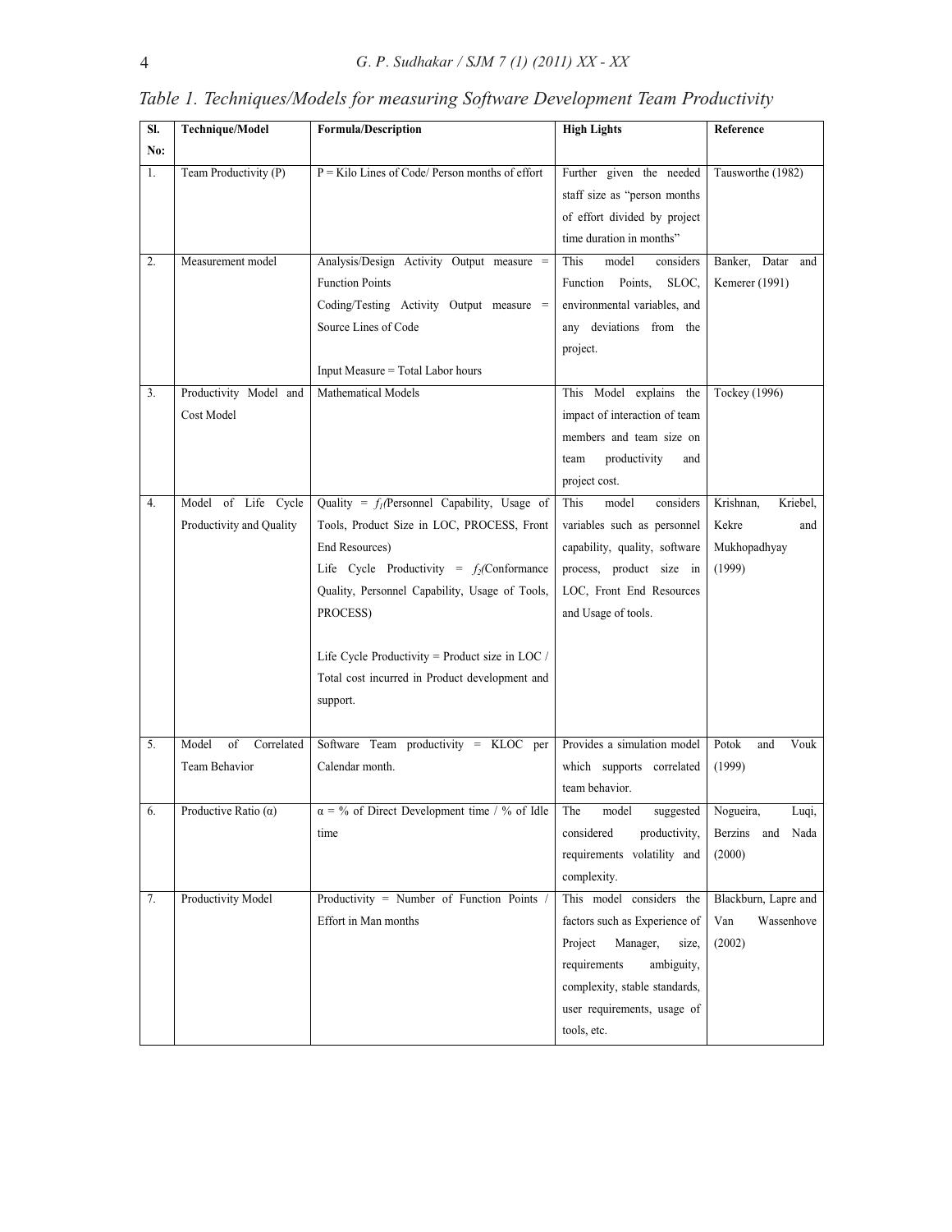*Table 1. Techniques/Models for measuring Software Development Team Productivity*

| Sl. No: | Technique/Model | Formula/Description | High Lights | Reference |
|---|---|---|---|---|
| 1. | Team Productivity (P) | P = Kilo Lines of Code/ Person months of effort | Further given the needed staff size as "person months of effort divided by project time duration in months" | Tausworthe (1982) |
| 2. | Measurement model | Analysis/Design Activity Output measure = Function Points<br>Coding/Testing Activity Output measure = Source Lines of Code<br><br>Input Measure = Total Labor hours | This model considers Function Points, SLOC, environmental variables, and any deviations from the project. | Banker, Datar and Kemerer (1991) |
| 3. | Productivity Model and Cost Model | Mathematical Models | This Model explains the impact of interaction of team members and team size on team productivity and project cost. | Tockey (1996) |
| 4. | Model of Life Cycle Productivity and Quality | Quality = $f_1$(Personnel Capability, Usage of Tools, Product Size in LOC, PROCESS, Front End Resources)<br>Life Cycle Productivity = $f_2$(Conformance Quality, Personnel Capability, Usage of Tools, PROCESS)<br><br>Life Cycle Productivity = Product size in LOC / Total cost incurred in Product development and support. | This model considers variables such as personnel capability, quality, software process, product size in LOC, Front End Resources and Usage of tools. | Krishnan, Kriebel, Kekre and Mukhopadhyay (1999) |
| 5. | Model of Correlated Team Behavior | Software Team productivity = KLOC per Calendar month. | Provides a simulation model which supports correlated team behavior. | Potok and Vouk (1999) |
| 6. | Productive Ratio ($\alpha$) | $\alpha$ = % of Direct Development time / % of Idle time | The model suggested considered productivity, requirements volatility and complexity. | Nogueira, Luqi, Berzins and Nada (2000) |
| 7. | Productivity Model | Productivity = Number of Function Points / Effort in Man months | This model considers the factors such as Experience of Project Manager, size, requirements ambiguity, complexity, stable standards, user requirements, usage of tools, etc. | Blackburn, Lapre and Van Wassenhove (2002) |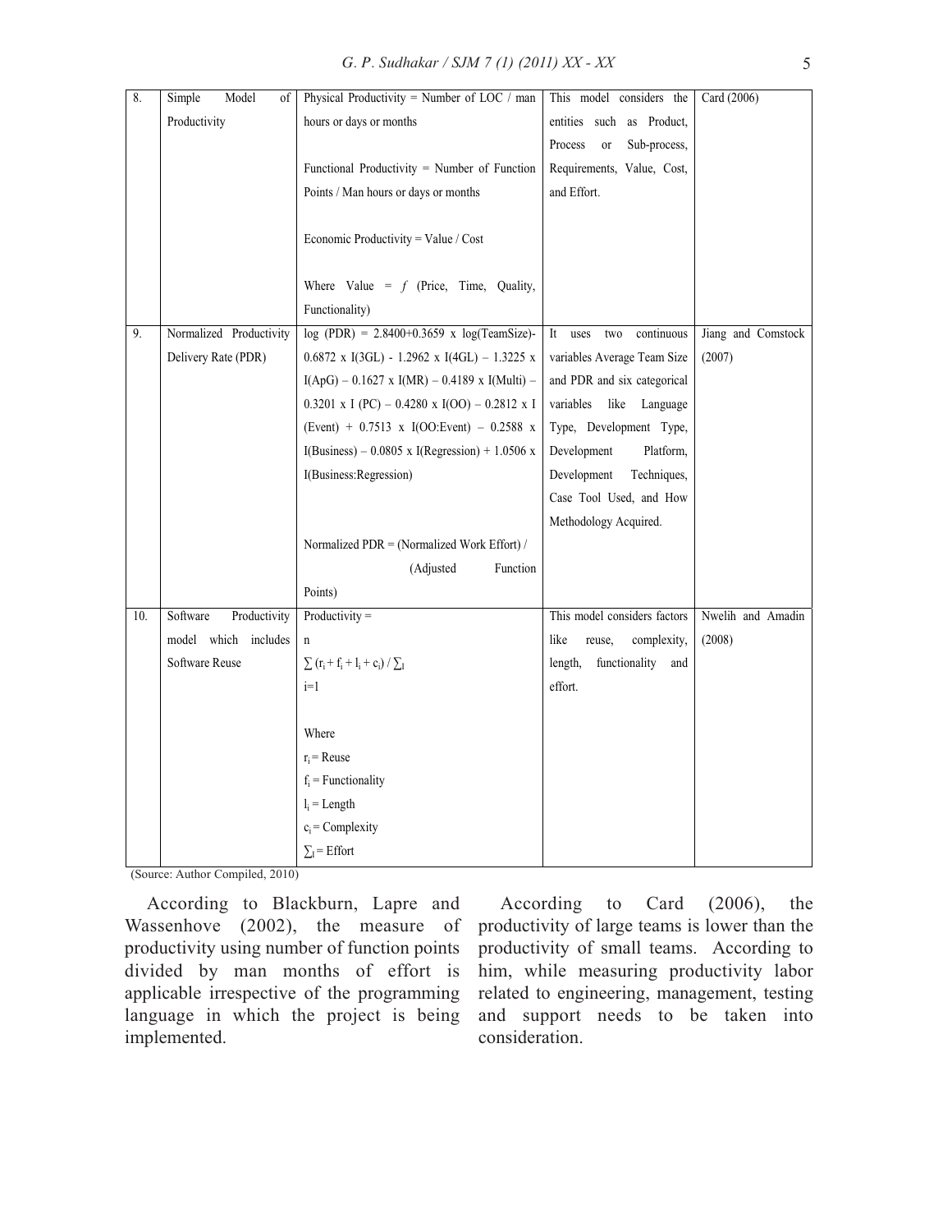| 8. | Simple Model of Productivity | Physical Productivity = Number of LOC / man hours or days or months<br><br>Functional Productivity = Number of Function Points / Man hours or days or months<br><br>Economic Productivity = Value / Cost<br><br>Where Value = $f$ (Price, Time, Quality, Functionality) | This model considers the entities such as Product, Process or Sub-process, Requirements, Value, Cost, and Effort. | Card (2006) |
|---|---|---|---|---|
| 9. | Normalized Productivity Delivery Rate (PDR) | log (PDR) = 2.8400+0.3659 x log(TeamSize)- 0.6872 x I(3GL) - 1.2962 x I(4GL) – 1.3225 x I(ApG) – 0.1627 x I(MR) – 0.4189 x I(Multi) – 0.3201 x I (PC) – 0.4280 x I(OO) – 0.2812 x I (Event) + 0.7513 x I(OO:Event) – 0.2588 x I(Business) – 0.0805 x I(Regression) + 1.0506 x I(Business:Regression)<br><br>Normalized PDR = (Normalized Work Effort) / (Adjusted Function Points) | It uses two continuous variables Average Team Size and PDR and six categorical variables like Language Type, Development Type, Development Platform, Development Techniques, Case Tool Used, and How Methodology Acquired. | Jiang and Comstock (2007) |
| 10. | Software Productivity model which includes Software Reuse | Productivity = $\sum_{i=1}^{n} (r_i + f_i + l_i + c_i) / \sum_I$<br><br>Where<br>$r_i$ = Reuse<br>$f_i$ = Functionality<br>$l_i$ = Length<br>$c_i$ = Complexity<br>$\sum_I$ = Effort | This model considers factors like reuse, complexity, length, functionality and effort. | Nwelih and Amadin (2008) |

(Source: Author Compiled, 2010)

According to Blackburn, Lapre and Wassenhove (2002), the measure of productivity using number of function points divided by man months of effort is applicable irrespective of the programming language in which the project is being implemented.

According to Card (2006), the productivity of large teams is lower than the productivity of small teams. According to him, while measuring productivity labor related to engineering, management, testing and support needs to be taken into consideration.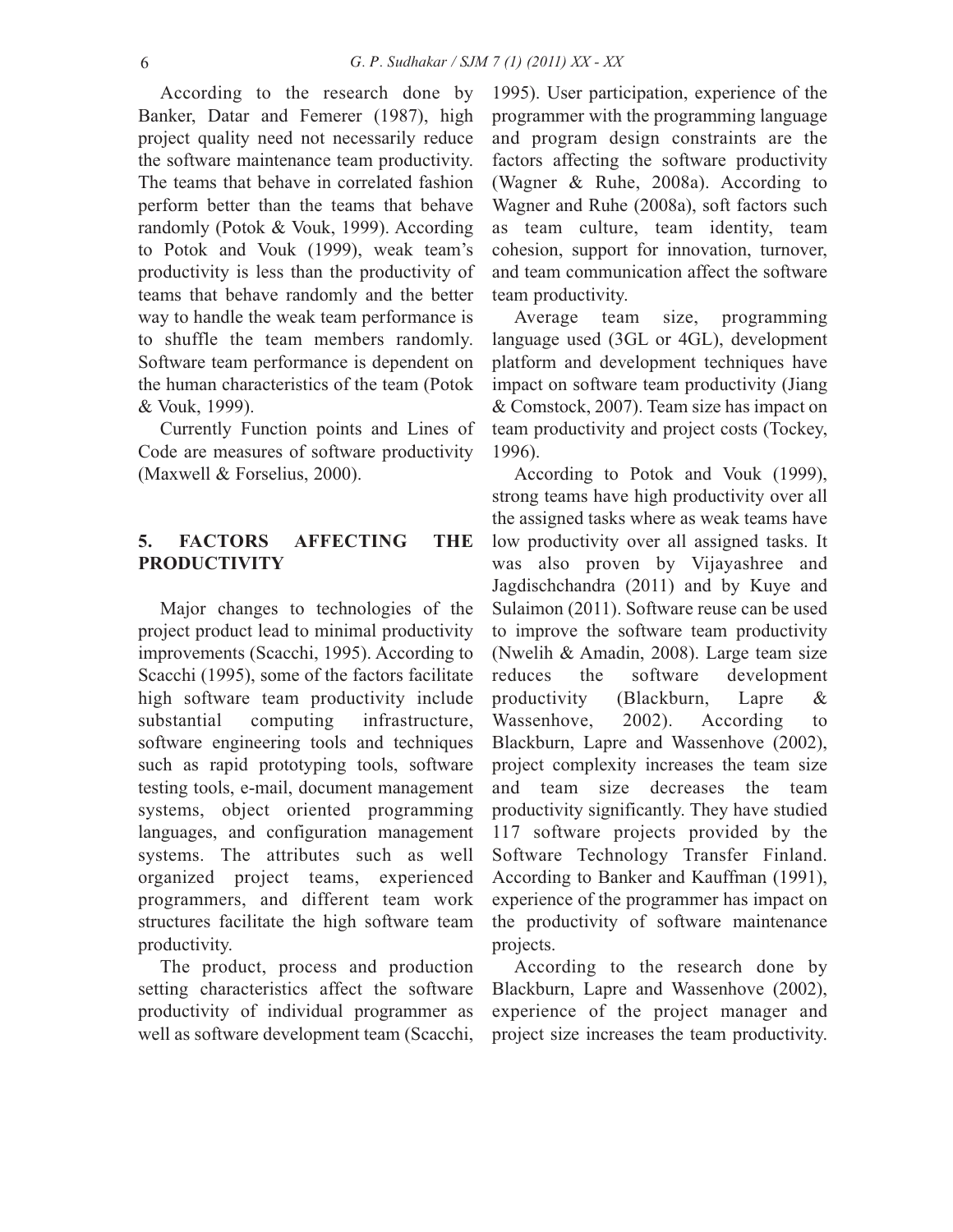According to the research done by Banker, Datar and Femerer (1987), high project quality need not necessarily reduce the software maintenance team productivity. The teams that behave in correlated fashion perform better than the teams that behave randomly (Potok & Vouk, 1999). According to Potok and Vouk (1999), weak team's productivity is less than the productivity of teams that behave randomly and the better way to handle the weak team performance is to shuffle the team members randomly. Software team performance is dependent on the human characteristics of the team (Potok & Vouk, 1999).

Currently Function points and Lines of Code are measures of software productivity (Maxwell & Forselius, 2000).

## 5. FACTORS AFFECTING THE PRODUCTIVITY

Major changes to technologies of the project product lead to minimal productivity improvements (Scacchi, 1995). According to Scacchi (1995), some of the factors facilitate high software team productivity include substantial computing infrastructure, software engineering tools and techniques such as rapid prototyping tools, software testing tools, e-mail, document management systems, object oriented programming languages, and configuration management systems. The attributes such as well organized project teams, experienced programmers, and different team work structures facilitate the high software team productivity.

The product, process and production setting characteristics affect the software productivity of individual programmer as well as software development team (Scacchi, 1995). User participation, experience of the programmer with the programming language and program design constraints are the factors affecting the software productivity (Wagner & Ruhe, 2008a). According to Wagner and Ruhe (2008a), soft factors such as team culture, team identity, team cohesion, support for innovation, turnover, and team communication affect the software team productivity.

Average team size, programming language used (3GL or 4GL), development platform and development techniques have impact on software team productivity (Jiang & Comstock, 2007). Team size has impact on team productivity and project costs (Tockey, 1996).

According to Potok and Vouk (1999), strong teams have high productivity over all the assigned tasks where as weak teams have low productivity over all assigned tasks. It was also proven by Vijayashree and Jagdischchandra (2011) and by Kuye and Sulaimon (2011). Software reuse can be used to improve the software team productivity (Nwelih & Amadin, 2008). Large team size reduces the software development productivity (Blackburn, Lapre & Wassenhove, 2002). According to Blackburn, Lapre and Wassenhove (2002), project complexity increases the team size and team size decreases the team productivity significantly. They have studied 117 software projects provided by the Software Technology Transfer Finland. According to Banker and Kauffman (1991), experience of the programmer has impact on the productivity of software maintenance projects.

According to the research done by Blackburn, Lapre and Wassenhove (2002), experience of the project manager and project size increases the team productivity.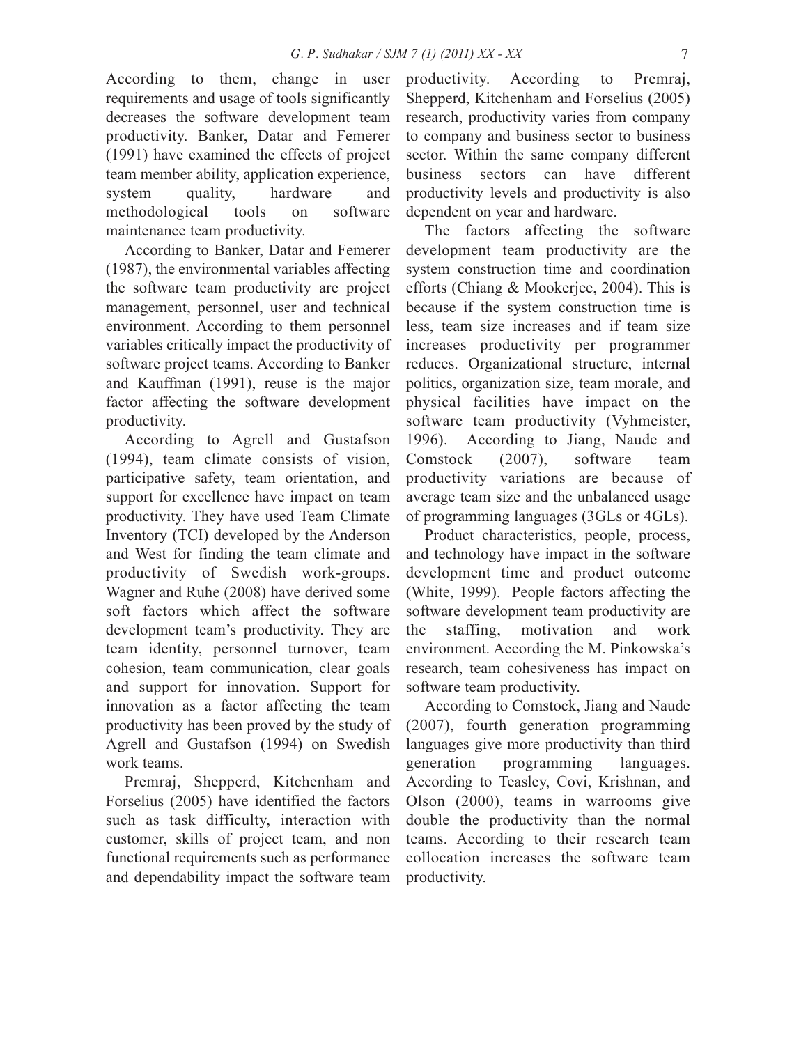According to them, change in user requirements and usage of tools significantly decreases the software development team productivity. Banker, Datar and Femerer (1991) have examined the effects of project team member ability, application experience, system quality, hardware and methodological tools on software maintenance team productivity.

According to Banker, Datar and Femerer (1987), the environmental variables affecting the software team productivity are project management, personnel, user and technical environment. According to them personnel variables critically impact the productivity of software project teams. According to Banker and Kauffman (1991), reuse is the major factor affecting the software development productivity.

According to Agrell and Gustafson (1994), team climate consists of vision, participative safety, team orientation, and support for excellence have impact on team productivity. They have used Team Climate Inventory (TCI) developed by the Anderson and West for finding the team climate and productivity of Swedish work-groups. Wagner and Ruhe (2008) have derived some soft factors which affect the software development team's productivity. They are team identity, personnel turnover, team cohesion, team communication, clear goals and support for innovation. Support for innovation as a factor affecting the team productivity has been proved by the study of Agrell and Gustafson (1994) on Swedish work teams.

Premraj, Shepperd, Kitchenham and Forselius (2005) have identified the factors such as task difficulty, interaction with customer, skills of project team, and non functional requirements such as performance and dependability impact the software team productivity. According to Premraj, Shepperd, Kitchenham and Forselius (2005) research, productivity varies from company to company and business sector to business sector. Within the same company different business sectors can have different productivity levels and productivity is also dependent on year and hardware.

The factors affecting the software development team productivity are the system construction time and coordination efforts (Chiang & Mookerjee, 2004). This is because if the system construction time is less, team size increases and if team size increases productivity per programmer reduces. Organizational structure, internal politics, organization size, team morale, and physical facilities have impact on the software team productivity (Vyhmeister, 1996). According to Jiang, Naude and Comstock (2007), software team productivity variations are because of average team size and the unbalanced usage of programming languages (3GLs or 4GLs).

Product characteristics, people, process, and technology have impact in the software development time and product outcome (White, 1999). People factors affecting the software development team productivity are the staffing, motivation and work environment. According the M. Pinkowska's research, team cohesiveness has impact on software team productivity.

According to Comstock, Jiang and Naude (2007), fourth generation programming languages give more productivity than third generation programming languages. According to Teasley, Covi, Krishnan, and Olson (2000), teams in warrooms give double the productivity than the normal teams. According to their research team collocation increases the software team productivity.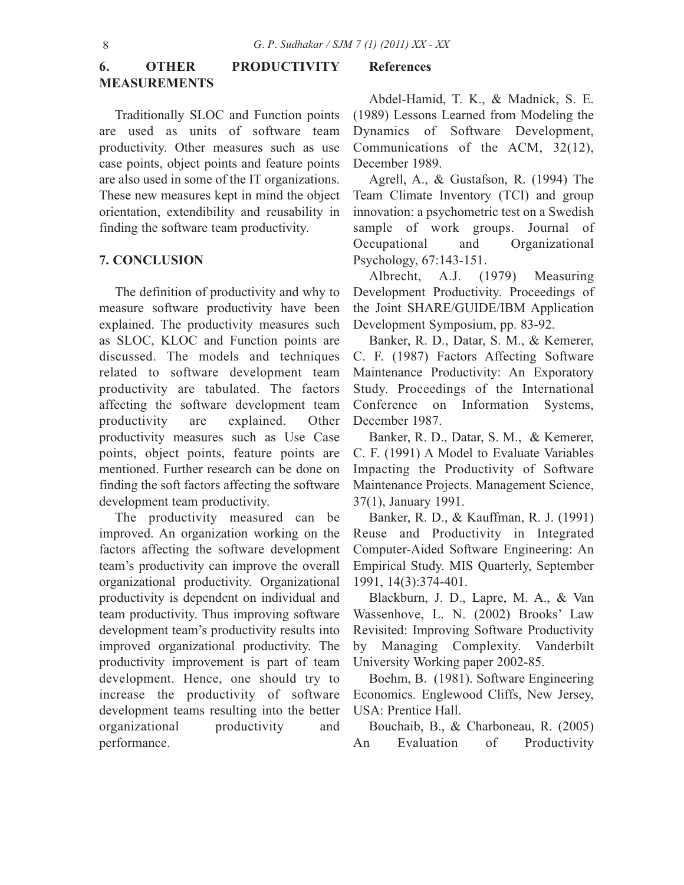## 6. OTHER PRODUCTIVITY MEASUREMENTS

Traditionally SLOC and Function points are used as units of software team productivity. Other measures such as use case points, object points and feature points are also used in some of the IT organizations. These new measures kept in mind the object orientation, extendibility and reusability in finding the software team productivity.

## 7. CONCLUSION

The definition of productivity and why to measure software productivity have been explained. The productivity measures such as SLOC, KLOC and Function points are discussed. The models and techniques related to software development team productivity are tabulated. The factors affecting the software development team productivity are explained. Other productivity measures such as Use Case points, object points, feature points are mentioned. Further research can be done on finding the soft factors affecting the software development team productivity.

The productivity measured can be improved. An organization working on the factors affecting the software development team's productivity can improve the overall organizational productivity. Organizational productivity is dependent on individual and team productivity. Thus improving software development team's productivity results into improved organizational productivity. The productivity improvement is part of team development. Hence, one should try to increase the productivity of software development teams resulting into the better organizational productivity and performance.

## References

Abdel-Hamid, T. K., & Madnick, S. E. (1989) Lessons Learned from Modeling the Dynamics of Software Development, Communications of the ACM, 32(12), December 1989.

Agrell, A., & Gustafson, R. (1994) The Team Climate Inventory (TCI) and group innovation: a psychometric test on a Swedish sample of work groups. Journal of Occupational and Organizational Psychology, 67:143-151.

Albrecht, A.J. (1979) Measuring Development Productivity. Proceedings of the Joint SHARE/GUIDE/IBM Application Development Symposium, pp. 83-92.

Banker, R. D., Datar, S. M., & Kemerer, C. F. (1987) Factors Affecting Software Maintenance Productivity: An Exporatory Study. Proceedings of the International Conference on Information Systems, December 1987.

Banker, R. D., Datar, S. M., & Kemerer, C. F. (1991) A Model to Evaluate Variables Impacting the Productivity of Software Maintenance Projects. Management Science, 37(1), January 1991.

Banker, R. D., & Kauffman, R. J. (1991) Reuse and Productivity in Integrated Computer-Aided Software Engineering: An Empirical Study. MIS Quarterly, September 1991, 14(3):374-401.

Blackburn, J. D., Lapre, M. A., & Van Wassenhove, L. N. (2002) Brooks' Law Revisited: Improving Software Productivity by Managing Complexity. Vanderbilt University Working paper 2002-85.

Boehm, B. (1981). Software Engineering Economics. Englewood Cliffs, New Jersey, USA: Prentice Hall.

Bouchaib, B., & Charboneau, R. (2005) An Evaluation of Productivity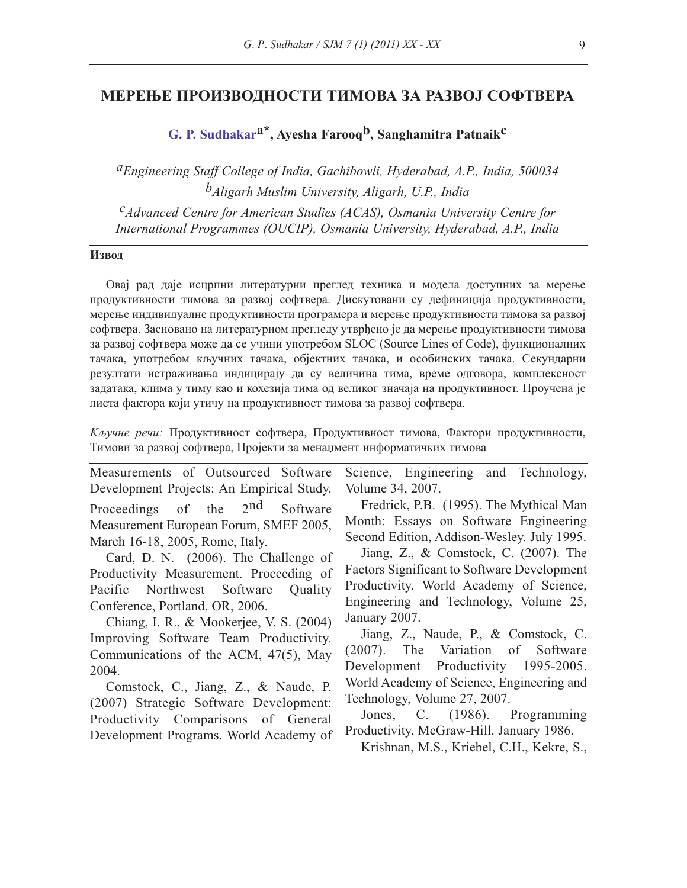# МЕРЕЊЕ ПРОИЗВОДНОСТИ ТИМОВА ЗА РАЗВОЈ СОФТВЕРА

**G. P. Sudhakar[a*], Ayesha Farooq[b], Sanghamitra Patnaik[c]**

*[a]Engineering Staff College of India, Gachibowli, Hyderabad, A.P., India, 500034*
*[b]Aligarh Muslim University, Aligarh, U.P., India*
*[c]Advanced Centre for American Studies (ACAS), Osmania University Centre for International Programmes (OUCIP), Osmania University, Hyderabad, A.P., India*

**Извод**

Овај рад даје исцрпни литературни преглед техника и модела доступних за мерење продуктивности тимова за развој софтвера. Дискутовани су дефиниција продуктивности, мерење индивидуалне продуктивности програмера и мерење продуктивности тимова за развој софтвера. Засновано на литературном прегледу утврђено је да мерење продуктивности тимова за развој софтвера може да се учини употребом SLOC (Source Lines of Code), функционалних тачака, употребом кључних тачака, објектних тачака, и особинских тачака. Секундарни резултати истраживања индицирају да су величина тима, време одговора, комплексност задатака, клима у тиму као и кохезија тима од великог значаја на продуктивност. Проучена је листа фактора који утичу на продуктивност тимова за развој софтвера.

*Кључне речи:* Продуктивност софтвера, Продуктивност тимова, Фактори продуктивности, Тимови за развој софтвера, Пројекти за менаџмент информатичких тимова

---

Measurements of Outsourced Software Development Projects: An Empirical Study. Proceedings of the 2nd Software Measurement European Forum, SMEF 2005, March 16-18, 2005, Rome, Italy.

Card, D. N. (2006). The Challenge of Productivity Measurement. Proceeding of Pacific Northwest Software Quality Conference, Portland, OR, 2006.

Chiang, I. R., & Mookerjee, V. S. (2004) Improving Software Team Productivity. Communications of the ACM, 47(5), May 2004.

Comstock, C., Jiang, Z., & Naude, P. (2007) Strategic Software Development: Productivity Comparisons of General Development Programs. World Academy of Science, Engineering and Technology, Volume 34, 2007.

Fredrick, P.B. (1995). The Mythical Man Month: Essays on Software Engineering Second Edition, Addison-Wesley. July 1995.

Jiang, Z., & Comstock, C. (2007). The Factors Significant to Software Development Productivity. World Academy of Science, Engineering and Technology, Volume 25, January 2007.

Jiang, Z., Naude, P., & Comstock, C. (2007). The Variation of Software Development Productivity 1995-2005. World Academy of Science, Engineering and Technology, Volume 27, 2007.

Jones, C. (1986). Programming Productivity, McGraw-Hill. January 1986.

Krishnan, M.S., Kriebel, C.H., Kekre, S.,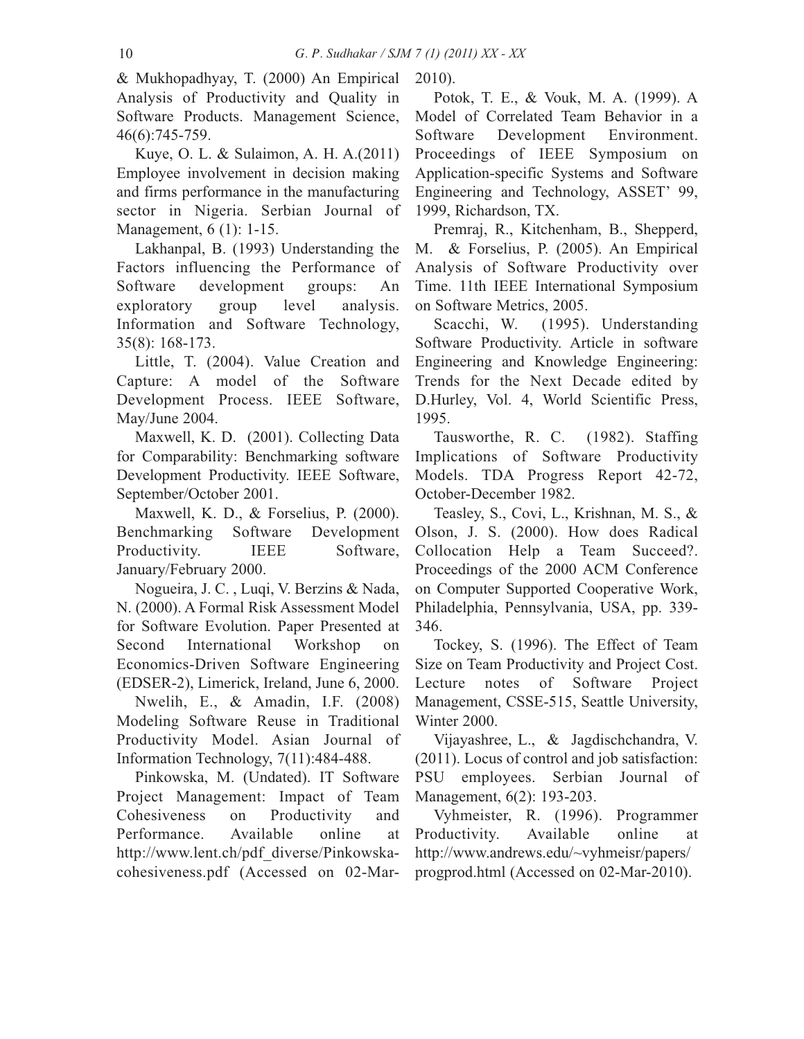& Mukhopadhyay, T. (2000) An Empirical Analysis of Productivity and Quality in Software Products. Management Science, 46(6):745-759.

Kuye, O. L. & Sulaimon, A. H. A.(2011) Employee involvement in decision making and firms performance in the manufacturing sector in Nigeria. Serbian Journal of Management, 6 (1): 1-15.

Lakhanpal, B. (1993) Understanding the Factors influencing the Performance of Software development groups: An exploratory group level analysis. Information and Software Technology, 35(8): 168-173.

Little, T. (2004). Value Creation and Capture: A model of the Software Development Process. IEEE Software, May/June 2004.

Maxwell, K. D. (2001). Collecting Data for Comparability: Benchmarking software Development Productivity. IEEE Software, September/October 2001.

Maxwell, K. D., & Forselius, P. (2000). Benchmarking Software Development Productivity. IEEE Software, January/February 2000.

Nogueira, J. C. , Luqi, V. Berzins & Nada, N. (2000). A Formal Risk Assessment Model for Software Evolution. Paper Presented at Second International Workshop on Economics-Driven Software Engineering (EDSER-2), Limerick, Ireland, June 6, 2000.

Nwelih, E., & Amadin, I.F. (2008) Modeling Software Reuse in Traditional Productivity Model. Asian Journal of Information Technology, 7(11):484-488.

Pinkowska, M. (Undated). IT Software Project Management: Impact of Team Cohesiveness on Productivity and Performance. Available online at http://www.lent.ch/pdf_diverse/Pinkowska-cohesiveness.pdf (Accessed on 02-Mar-2010).

Potok, T. E., & Vouk, M. A. (1999). A Model of Correlated Team Behavior in a Software Development Environment. Proceedings of IEEE Symposium on Application-specific Systems and Software Engineering and Technology, ASSET' 99, 1999, Richardson, TX.

Premraj, R., Kitchenham, B., Shepperd, M. & Forselius, P. (2005). An Empirical Analysis of Software Productivity over Time. 11th IEEE International Symposium on Software Metrics, 2005.

Scacchi, W. (1995). Understanding Software Productivity. Article in software Engineering and Knowledge Engineering: Trends for the Next Decade edited by D.Hurley, Vol. 4, World Scientific Press, 1995.

Tausworthe, R. C. (1982). Staffing Implications of Software Productivity Models. TDA Progress Report 42-72, October-December 1982.

Teasley, S., Covi, L., Krishnan, M. S., & Olson, J. S. (2000). How does Radical Collocation Help a Team Succeed?. Proceedings of the 2000 ACM Conference on Computer Supported Cooperative Work, Philadelphia, Pennsylvania, USA, pp. 339-346.

Tockey, S. (1996). The Effect of Team Size on Team Productivity and Project Cost. Lecture notes of Software Project Management, CSSE-515, Seattle University, Winter 2000.

Vijayashree, L., & Jagdischchandra, V. (2011). Locus of control and job satisfaction: PSU employees. Serbian Journal of Management, 6(2): 193-203.

Vyhmeister, R. (1996). Programmer Productivity. Available online at http://www.andrews.edu/~vyhmeisr/papers/progprod.html (Accessed on 02-Mar-2010).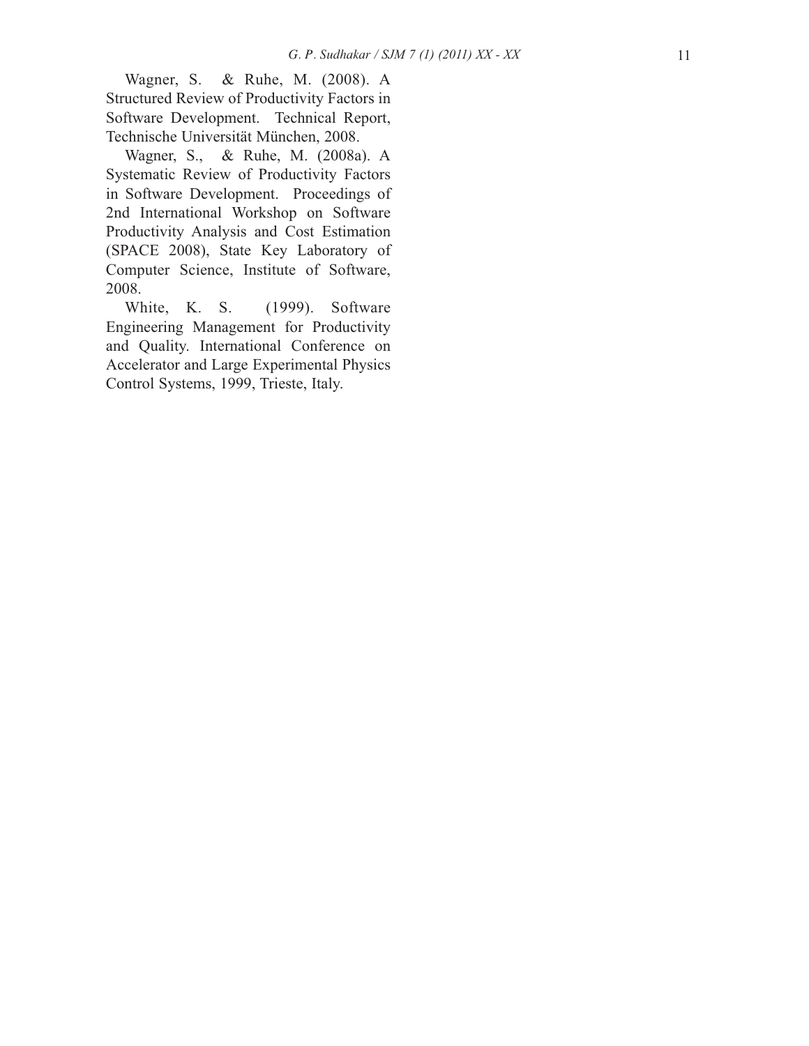Wagner, S. & Ruhe, M. (2008). A Structured Review of Productivity Factors in Software Development. Technical Report, Technische Universität München, 2008.

Wagner, S., & Ruhe, M. (2008a). A Systematic Review of Productivity Factors in Software Development. Proceedings of 2nd International Workshop on Software Productivity Analysis and Cost Estimation (SPACE 2008), State Key Laboratory of Computer Science, Institute of Software, 2008.

White, K. S. (1999). Software Engineering Management for Productivity and Quality. International Conference on Accelerator and Large Experimental Physics Control Systems, 1999, Trieste, Italy.